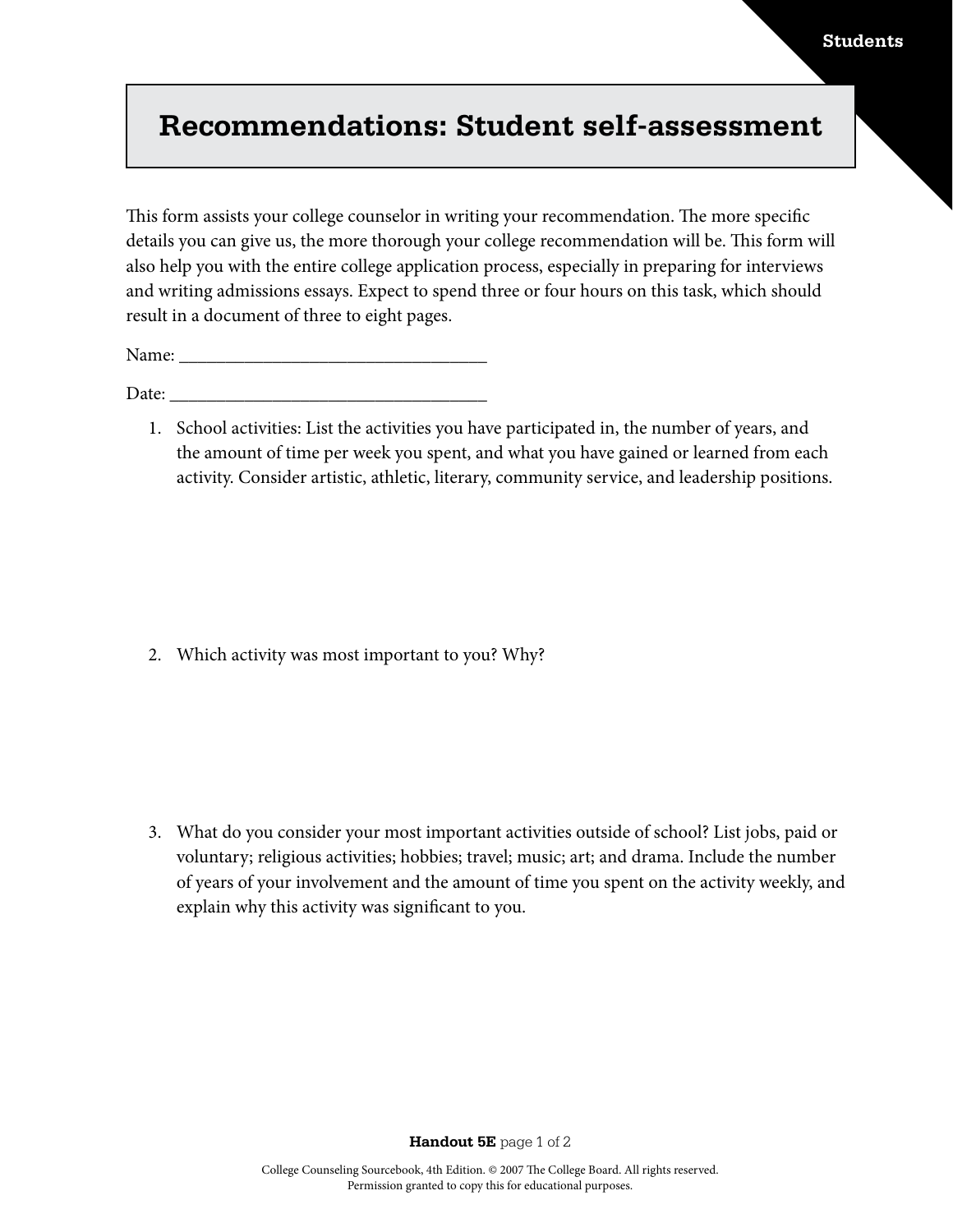# Recommendations: Student self-assessment

This form assists your college counselor in writing your recommendation. The more specific details you can give us, the more thorough your college recommendation will be. This form will also help you with the entire college application process, especially in preparing for interviews and writing admissions essays. Expect to spend three or four hours on this task, which should result in a document of three to eight pages.

Name: ___________________________________

Date: ___________________________________

1. School activities: List the activities you have participated in, the number of years, and the amount of time per week you spent, and what you have gained or learned from each activity. Consider artistic, athletic, literary, community service, and leadership positions.

2. Which activity was most important to you? Why?

3. What do you consider your most important activities outside of school? List jobs, paid or voluntary; religious activities; hobbies; travel; music; art; and drama. Include the number of years of your involvement and the amount of time you spent on the activity weekly, and explain why this activity was significant to you.

College Counseling Sourcebook, 4th Edition. © 2007 The College Board. All rights reserved.
Permission granted to copy this for educational purposes.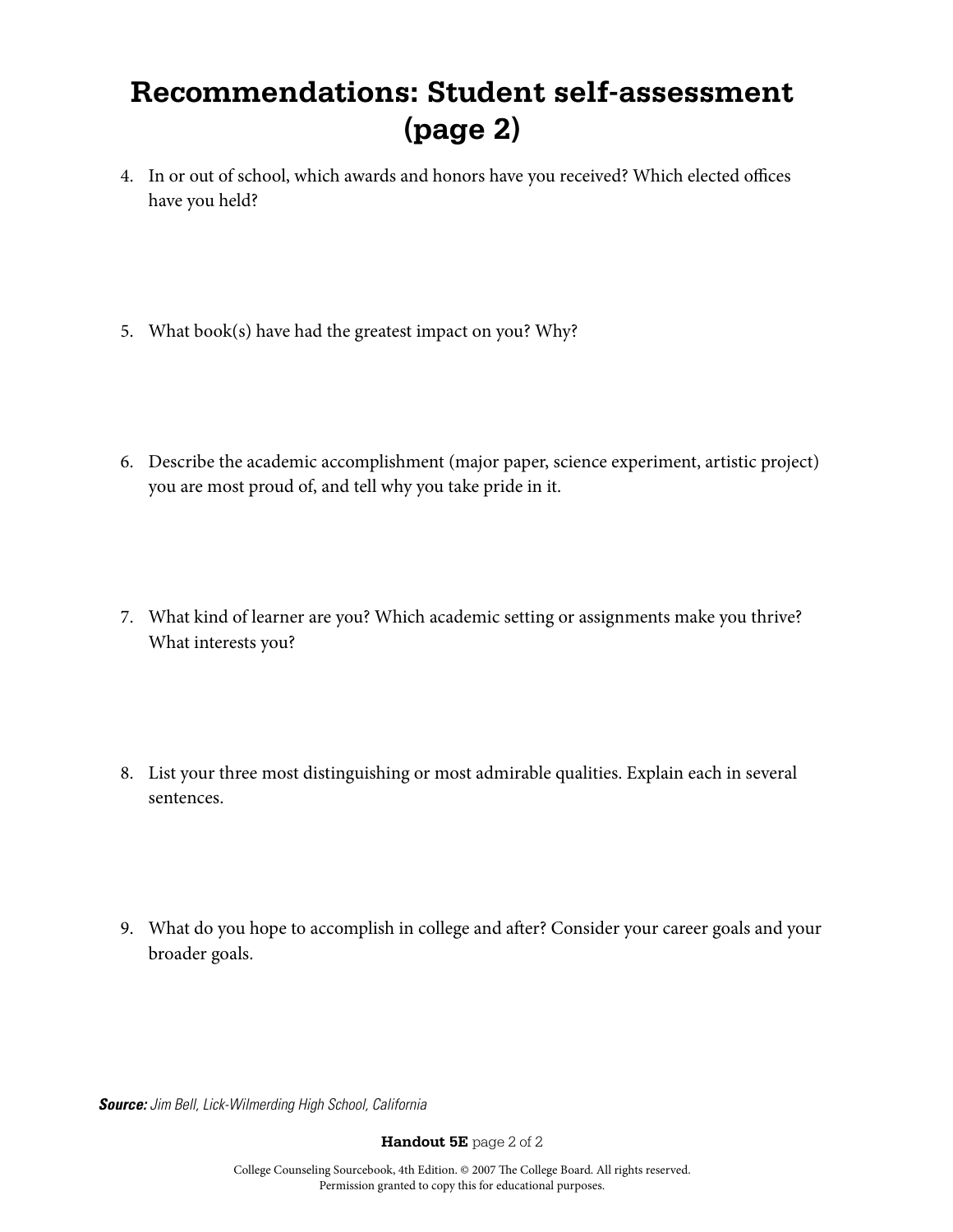# Recommendations: Student self-assessment (page 2)

4. In or out of school, which awards and honors have you received? Which elected offices have you held?

5. What book(s) have had the greatest impact on you? Why?

6. Describe the academic accomplishment (major paper, science experiment, artistic project) you are most proud of, and tell why you take pride in it.

7. What kind of learner are you? Which academic setting or assignments make you thrive? What interests you?

8. List your three most distinguishing or most admirable qualities. Explain each in several sentences.

9. What do you hope to accomplish in college and after? Consider your career goals and your broader goals.

***Source:*** *Jim Bell, Lick-Wilmerding High School, California*

**Handout 5E** page 2 of 2

College Counseling Sourcebook, 4th Edition. © 2007 The College Board. All rights reserved.
Permission granted to copy this for educational purposes.